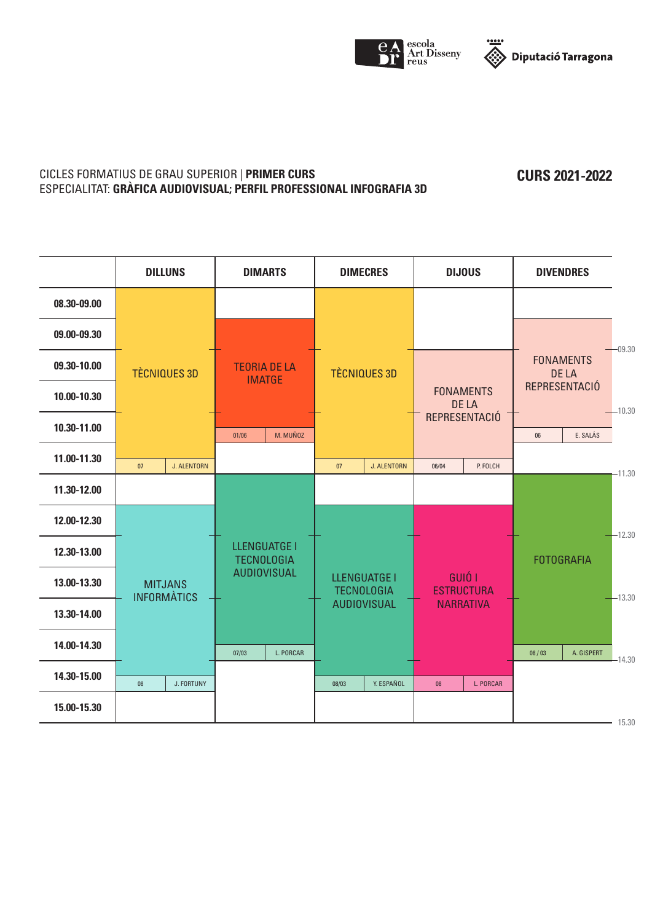escola Art Disseny reus | Diputació Tarragona

CICLES FORMATIUS DE GRAU SUPERIOR | **PRIMER CURS**
ESPECIALITAT: **GRÀFICA AUDIOVISUAL; PERFIL PROFESSIONAL INFOGRAFIA 3D**

**CURS 2021-2022**

| | DILLUNS | DIMARTS | DIMECRES | DIJOUS | DIVENDRES |
|---|---|---|---|---|---|
| 08.30-09.00 | TÈCNIQUES 3D (07 · J. ALENTORN) | | TÈCNIQUES 3D (07 · J. ALENTORN) | | |
| 09.00-09.30 | TÈCNIQUES 3D | TEORIA DE LA IMATGE (01/06 · M. MUÑOZ) | TÈCNIQUES 3D | | FONAMENTS DE LA REPRESENTACIÓ (06 · E. SALÁS) |
| 09.30-10.00 | TÈCNIQUES 3D | TEORIA DE LA IMATGE | TÈCNIQUES 3D | FONAMENTS DE LA REPRESENTACIÓ (06/04 · P. FOLCH) | FONAMENTS DE LA REPRESENTACIÓ |
| 10.00-10.30 | TÈCNIQUES 3D | TEORIA DE LA IMATGE | TÈCNIQUES 3D | FONAMENTS DE LA REPRESENTACIÓ | FONAMENTS DE LA REPRESENTACIÓ |
| 10.30-11.00 | TÈCNIQUES 3D | TEORIA DE LA IMATGE | TÈCNIQUES 3D | FONAMENTS DE LA REPRESENTACIÓ | FONAMENTS DE LA REPRESENTACIÓ |
| 11.00-11.30 | TÈCNIQUES 3D | | TÈCNIQUES 3D | FONAMENTS DE LA REPRESENTACIÓ | |
| 11.30-12.00 | | LLENGUATGE I TECNOLOGIA AUDIOVISUAL (07/03 · L. PORCAR) | | | FOTOGRAFIA (08 / 03 · A. GISPERT) |
| 12.00-12.30 | MITJANS INFORMÀTICS (08 · J. FORTUNY) | LLENGUATGE I TECNOLOGIA AUDIOVISUAL | LLENGUATGE I TECNOLOGIA AUDIOVISUAL (08/03 · Y. ESPAÑOL) | GUIÓ I ESTRUCTURA NARRATIVA (08 · L. PORCAR) | FOTOGRAFIA |
| 12.30-13.00 | MITJANS INFORMÀTICS | LLENGUATGE I TECNOLOGIA AUDIOVISUAL | LLENGUATGE I TECNOLOGIA AUDIOVISUAL | GUIÓ I ESTRUCTURA NARRATIVA | FOTOGRAFIA |
| 13.00-13.30 | MITJANS INFORMÀTICS | LLENGUATGE I TECNOLOGIA AUDIOVISUAL | LLENGUATGE I TECNOLOGIA AUDIOVISUAL | GUIÓ I ESTRUCTURA NARRATIVA | FOTOGRAFIA |
| 13.30-14.00 | MITJANS INFORMÀTICS | LLENGUATGE I TECNOLOGIA AUDIOVISUAL | LLENGUATGE I TECNOLOGIA AUDIOVISUAL | GUIÓ I ESTRUCTURA NARRATIVA | FOTOGRAFIA |
| 14.00-14.30 | MITJANS INFORMÀTICS | LLENGUATGE I TECNOLOGIA AUDIOVISUAL | LLENGUATGE I TECNOLOGIA AUDIOVISUAL | GUIÓ I ESTRUCTURA NARRATIVA | FOTOGRAFIA |
| 14.30-15.00 | MITJANS INFORMÀTICS | | LLENGUATGE I TECNOLOGIA AUDIOVISUAL | GUIÓ I ESTRUCTURA NARRATIVA | |
| 15.00-15.30 | | | | | |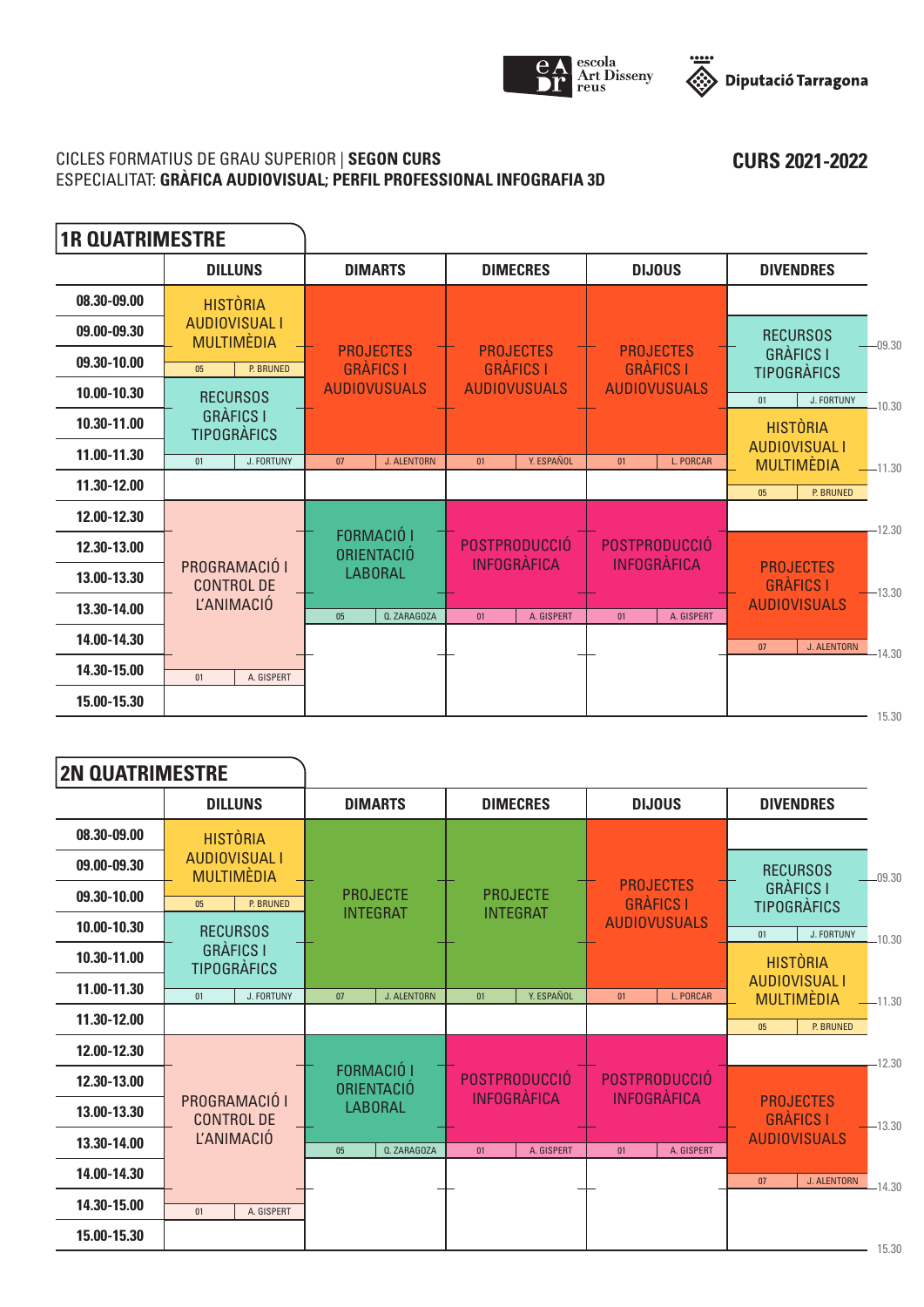CICLES FORMATIUS DE GRAU SUPERIOR | **SEGON CURS**
ESPECIALITAT: **GRÀFICA AUDIOVISUAL; PERFIL PROFESSIONAL INFOGRAFIA 3D**

**CURS 2021-2022**

## 1R QUATRIMESTRE

| | DILLUNS | DIMARTS | DIMECRES | DIJOUS | DIVENDRES |
|---|---|---|---|---|---|
| 08.30-09.00 | HISTÒRIA AUDIOVISUAL I MULTIMÈDIA (05, P. BRUNED) | PROJECTES GRÀFICS I AUDIOVUSUALS (07, J. ALENTORN) | PROJECTES GRÀFICS I AUDIOVUSUALS (01, Y. ESPAÑOL) | PROJECTES GRÀFICS I AUDIOVUSUALS (01, L. PORCAR) | |
| 09.00-09.30 | | | | | RECURSOS GRÀFICS I TIPOGRÀFICS (01, J. FORTUNY) 08.45-10.30 |
| 09.30-10.00 | | | | | |
| 10.00-10.30 | RECURSOS GRÀFICS I TIPOGRÀFICS (01, J. FORTUNY) | | | | |
| 10.30-11.00 | | | | | HISTÒRIA AUDIOVISUAL I MULTIMÈDIA (05, P. BRUNED) 10.30-12.00 |
| 11.00-11.30 | | | | | |
| 11.30-12.00 | | | | | |
| 12.00-12.30 | PROGRAMACIÓ I CONTROL DE L'ANIMACIÓ (01, A. GISPERT) | FORMACIÓ I ORIENTACIÓ LABORAL (05, Q. ZARAGOZA) | POSTPRODUCCIÓ INFOGRÀFICA (01, A. GISPERT) | POSTPRODUCCIÓ INFOGRÀFICA (01, A. GISPERT) | |
| 12.30-13.00 | | | | | PROJECTES GRÀFICS I AUDIOVUSUALS (07, J. ALENTORN) 12.30-14.30 |
| 13.00-13.30 | | | | | |
| 13.30-14.00 | | | | | |
| 14.00-14.30 | | | | | |
| 14.30-15.00 | | | | | |
| 15.00-15.30 | | | | | |

## 2N QUATRIMESTRE

| | DILLUNS | DIMARTS | DIMECRES | DIJOUS | DIVENDRES |
|---|---|---|---|---|---|
| 08.30-09.00 | HISTÒRIA AUDIOVISUAL I MULTIMÈDIA (05, P. BRUNED) | PROJECTE INTEGRAT (07, J. ALENTORN) | PROJECTE INTEGRAT (01, Y. ESPAÑOL) | PROJECTES GRÀFICS I AUDIOVUSUALS (01, L. PORCAR) | |
| 09.00-09.30 | | | | | RECURSOS GRÀFICS I TIPOGRÀFICS (01, J. FORTUNY) 08.45-10.30 |
| 09.30-10.00 | | | | | |
| 10.00-10.30 | RECURSOS GRÀFICS I TIPOGRÀFICS (01, J. FORTUNY) | | | | |
| 10.30-11.00 | | | | | HISTÒRIA AUDIOVISUAL I MULTIMÈDIA (05, P. BRUNED) 10.30-12.00 |
| 11.00-11.30 | | | | | |
| 11.30-12.00 | | | | | |
| 12.00-12.30 | PROGRAMACIÓ I CONTROL DE L'ANIMACIÓ (01, A. GISPERT) | FORMACIÓ I ORIENTACIÓ LABORAL (05, Q. ZARAGOZA) | POSTPRODUCCIÓ INFOGRÀFICA (01, A. GISPERT) | POSTPRODUCCIÓ INFOGRÀFICA (01, A. GISPERT) | |
| 12.30-13.00 | | | | | PROJECTES GRÀFICS I AUDIOVUSUALS (07, J. ALENTORN) 12.30-14.30 |
| 13.00-13.30 | | | | | |
| 13.30-14.00 | | | | | |
| 14.00-14.30 | | | | | |
| 14.30-15.00 | | | | | |
| 15.00-15.30 | | | | | |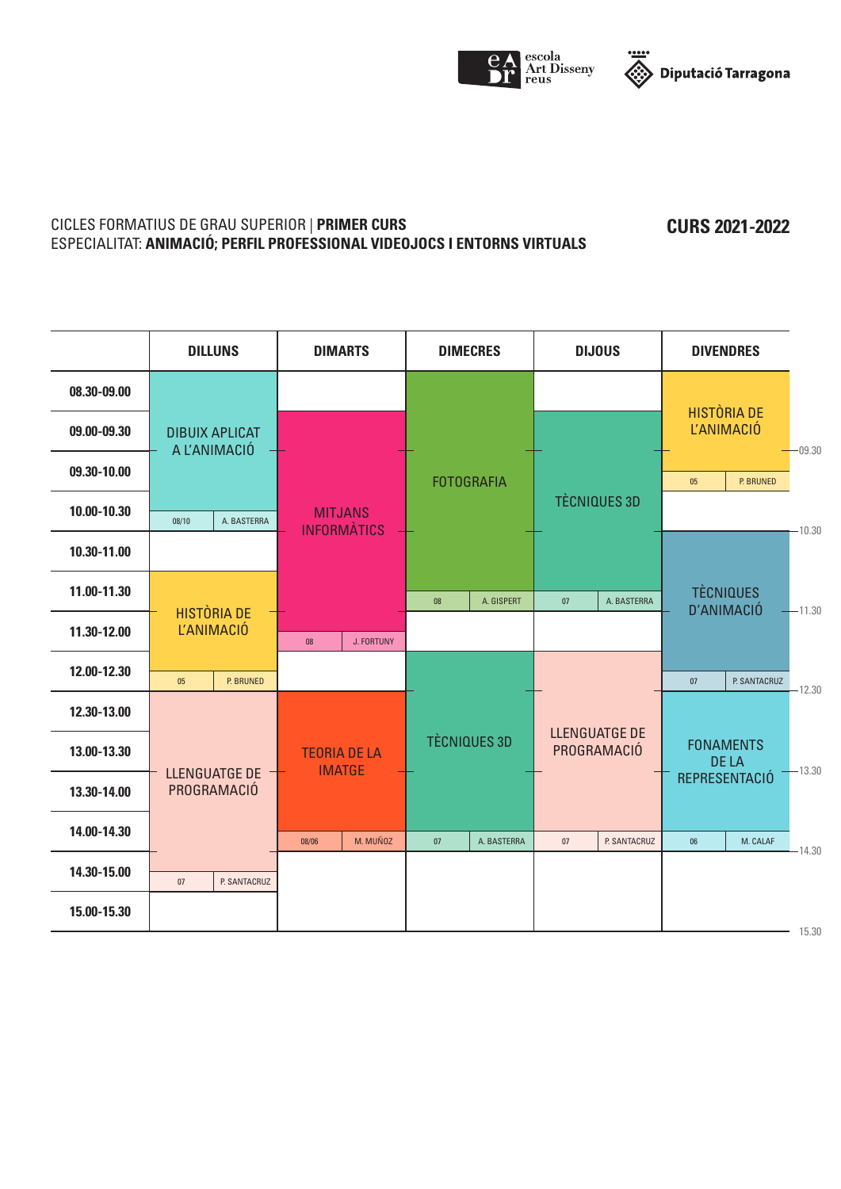CICLES FORMATIUS DE GRAU SUPERIOR | **PRIMER CURS**

ESPECIALITAT: **ANIMACIÓ; PERFIL PROFESSIONAL VIDEOJOCS I ENTORNS VIRTUALS**

**CURS 2021-2022**

| | DILLUNS | DIMARTS | DIMECRES | DIJOUS | DIVENDRES |
|---|---|---|---|---|---|
| 08.30-09.00 | DIBUIX APLICAT A L'ANIMACIÓ (08/10, A. BASTERRA) | | FOTOGRAFIA (08, A. GISPERT) | | HISTÒRIA DE L'ANIMACIÓ (05, P. BRUNED) |
| 09.00-09.30 | DIBUIX APLICAT A L'ANIMACIÓ | MITJANS INFORMÀTICS (08, J. FORTUNY) | FOTOGRAFIA | TÈCNIQUES 3D (07, A. BASTERRA) | HISTÒRIA DE L'ANIMACIÓ |
| 09.30-10.00 | DIBUIX APLICAT A L'ANIMACIÓ | MITJANS INFORMÀTICS | FOTOGRAFIA | TÈCNIQUES 3D | HISTÒRIA DE L'ANIMACIÓ |
| 10.00-10.30 | DIBUIX APLICAT A L'ANIMACIÓ | MITJANS INFORMÀTICS | FOTOGRAFIA | TÈCNIQUES 3D | |
| 10.30-11.00 | | MITJANS INFORMÀTICS | FOTOGRAFIA | TÈCNIQUES 3D | TÈCNIQUES D'ANIMACIÓ (07, P. SANTACRUZ) |
| 11.00-11.30 | HISTÒRIA DE L'ANIMACIÓ (05, P. BRUNED) | MITJANS INFORMÀTICS | FOTOGRAFIA | TÈCNIQUES 3D | TÈCNIQUES D'ANIMACIÓ |
| 11.30-12.00 | HISTÒRIA DE L'ANIMACIÓ | MITJANS INFORMÀTICS | | | TÈCNIQUES D'ANIMACIÓ |
| 12.00-12.30 | HISTÒRIA DE L'ANIMACIÓ | | TÈCNIQUES 3D (07, A. BASTERRA) | LLENGUATGE DE PROGRAMACIÓ (07, P. SANTACRUZ) | TÈCNIQUES D'ANIMACIÓ |
| 12.30-13.00 | LLENGUATGE DE PROGRAMACIÓ (07, P. SANTACRUZ) | TEORIA DE LA IMATGE (08/06, M. MUÑOZ) | TÈCNIQUES 3D | LLENGUATGE DE PROGRAMACIÓ | FONAMENTS DE LA REPRESENTACIÓ (06, M. CALAF) |
| 13.00-13.30 | LLENGUATGE DE PROGRAMACIÓ | TEORIA DE LA IMATGE | TÈCNIQUES 3D | LLENGUATGE DE PROGRAMACIÓ | FONAMENTS DE LA REPRESENTACIÓ |
| 13.30-14.00 | LLENGUATGE DE PROGRAMACIÓ | TEORIA DE LA IMATGE | TÈCNIQUES 3D | LLENGUATGE DE PROGRAMACIÓ | FONAMENTS DE LA REPRESENTACIÓ |
| 14.00-14.30 | LLENGUATGE DE PROGRAMACIÓ | TEORIA DE LA IMATGE | TÈCNIQUES 3D | LLENGUATGE DE PROGRAMACIÓ | FONAMENTS DE LA REPRESENTACIÓ |
| 14.30-15.00 | LLENGUATGE DE PROGRAMACIÓ | | | | |
| 15.00-15.30 | | | | | |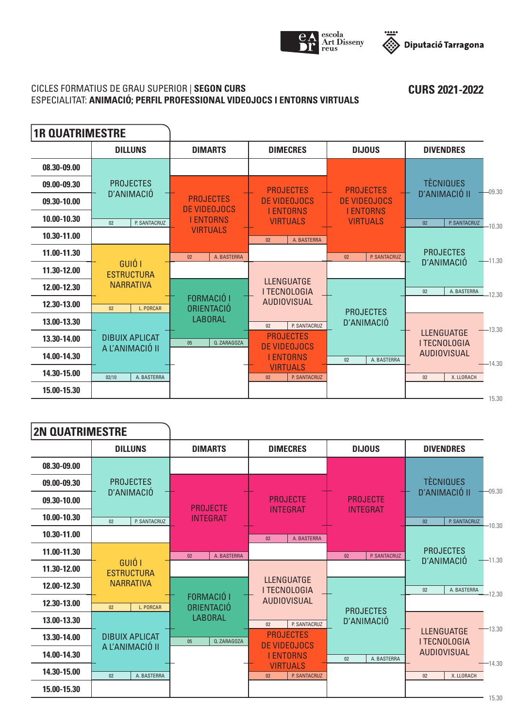CICLES FORMATIUS DE GRAU SUPERIOR | **SEGON CURS**
ESPECIALITAT: **ANIMACIÓ; PERFIL PROFESSIONAL VIDEOJOCS I ENTORNS VIRTUALS**

**CURS 2021-2022**

## 1R QUATRIMESTRE

| | DILLUNS | DIMARTS | DIMECRES | DIJOUS | DIVENDRES |
|---|---|---|---|---|---|
| 08.30-09.00 | PROJECTES D'ANIMACIÓ (02, P. SANTACRUZ) | | | PROJECTES DE VIDEOJOCS I ENTORNS VIRTUALS (02, P. SANTACRUZ) | TÈCNIQUES D'ANIMACIÓ II (02, P. SANTACRUZ) |
| 09.00-09.30 | PROJECTES D'ANIMACIÓ | PROJECTES DE VIDEOJOCS I ENTORNS VIRTUALS (02, A. BASTERRA) | PROJECTES DE VIDEOJOCS I ENTORNS VIRTUALS (02, A. BASTERRA) | PROJECTES DE VIDEOJOCS I ENTORNS VIRTUALS | TÈCNIQUES D'ANIMACIÓ II |
| 09.30-10.00 | PROJECTES D'ANIMACIÓ | PROJECTES DE VIDEOJOCS I ENTORNS VIRTUALS | PROJECTES DE VIDEOJOCS I ENTORNS VIRTUALS | PROJECTES DE VIDEOJOCS I ENTORNS VIRTUALS | TÈCNIQUES D'ANIMACIÓ II |
| 10.00-10.30 | PROJECTES D'ANIMACIÓ | PROJECTES DE VIDEOJOCS I ENTORNS VIRTUALS | PROJECTES DE VIDEOJOCS I ENTORNS VIRTUALS | PROJECTES DE VIDEOJOCS I ENTORNS VIRTUALS | TÈCNIQUES D'ANIMACIÓ II |
| 10.30-11.00 | | PROJECTES DE VIDEOJOCS I ENTORNS VIRTUALS | PROJECTES DE VIDEOJOCS I ENTORNS VIRTUALS | PROJECTES DE VIDEOJOCS I ENTORNS VIRTUALS | PROJECTES D'ANIMACIÓ (02, A. BASTERRA) |
| 11.00-11.30 | GUIÓ I ESTRUCTURA NARRATIVA (02, L. PORCAR) | PROJECTES DE VIDEOJOCS I ENTORNS VIRTUALS | | PROJECTES DE VIDEOJOCS I ENTORNS VIRTUALS | PROJECTES D'ANIMACIÓ |
| 11.30-12.00 | GUIÓ I ESTRUCTURA NARRATIVA | | LLENGUATGE I TECNOLOGIA AUDIOVISUAL (02, P. SANTACRUZ) | | PROJECTES D'ANIMACIÓ |
| 12.00-12.30 | GUIÓ I ESTRUCTURA NARRATIVA | FORMACIÓ I ORIENTACIÓ LABORAL (05, Q. ZARAGOZA) | LLENGUATGE I TECNOLOGIA AUDIOVISUAL | PROJECTES D'ANIMACIÓ (02, A. BASTERRA) | PROJECTES D'ANIMACIÓ |
| 12.30-13.00 | GUIÓ I ESTRUCTURA NARRATIVA | FORMACIÓ I ORIENTACIÓ LABORAL | LLENGUATGE I TECNOLOGIA AUDIOVISUAL | PROJECTES D'ANIMACIÓ | |
| 13.00-13.30 | DIBUIX APLICAT A L'ANIMACIÓ II (02/10, A. BASTERRA) | FORMACIÓ I ORIENTACIÓ LABORAL | LLENGUATGE I TECNOLOGIA AUDIOVISUAL | PROJECTES D'ANIMACIÓ | LLENGUATGE I TECNOLOGIA AUDIOVISUAL (02, X. LLORACH) |
| 13.30-14.00 | DIBUIX APLICAT A L'ANIMACIÓ II | FORMACIÓ I ORIENTACIÓ LABORAL | PROJECTES DE VIDEOJOCS I ENTORNS VIRTUALS (02, P. SANTACRUZ) | PROJECTES D'ANIMACIÓ | LLENGUATGE I TECNOLOGIA AUDIOVISUAL |
| 14.00-14.30 | DIBUIX APLICAT A L'ANIMACIÓ II | | PROJECTES DE VIDEOJOCS I ENTORNS VIRTUALS | PROJECTES D'ANIMACIÓ | LLENGUATGE I TECNOLOGIA AUDIOVISUAL |
| 14.30-15.00 | DIBUIX APLICAT A L'ANIMACIÓ II | | PROJECTES DE VIDEOJOCS I ENTORNS VIRTUALS | | LLENGUATGE I TECNOLOGIA AUDIOVISUAL |
| 15.00-15.30 | | | | | |

## 2N QUATRIMESTRE

| | DILLUNS | DIMARTS | DIMECRES | DIJOUS | DIVENDRES |
|---|---|---|---|---|---|
| 08.30-09.00 | PROJECTES D'ANIMACIÓ (02, P. SANTACRUZ) | | | PROJECTE INTEGRAT (02, P. SANTACRUZ) | TÈCNIQUES D'ANIMACIÓ II (02, P. SANTACRUZ) |
| 09.00-09.30 | PROJECTES D'ANIMACIÓ | PROJECTE INTEGRAT (02, A. BASTERRA) | PROJECTE INTEGRAT (02, A. BASTERRA) | PROJECTE INTEGRAT | TÈCNIQUES D'ANIMACIÓ II |
| 09.30-10.00 | PROJECTES D'ANIMACIÓ | PROJECTE INTEGRAT | PROJECTE INTEGRAT | PROJECTE INTEGRAT | TÈCNIQUES D'ANIMACIÓ II |
| 10.00-10.30 | PROJECTES D'ANIMACIÓ | PROJECTE INTEGRAT | PROJECTE INTEGRAT | PROJECTE INTEGRAT | TÈCNIQUES D'ANIMACIÓ II |
| 10.30-11.00 | | PROJECTE INTEGRAT | PROJECTE INTEGRAT | PROJECTE INTEGRAT | PROJECTES D'ANIMACIÓ (02, A. BASTERRA) |
| 11.00-11.30 | GUIÓ I ESTRUCTURA NARRATIVA (02, L. PORCAR) | PROJECTE INTEGRAT | | PROJECTE INTEGRAT | PROJECTES D'ANIMACIÓ |
| 11.30-12.00 | GUIÓ I ESTRUCTURA NARRATIVA | | LLENGUATGE I TECNOLOGIA AUDIOVISUAL (02, P. SANTACRUZ) | | PROJECTES D'ANIMACIÓ |
| 12.00-12.30 | GUIÓ I ESTRUCTURA NARRATIVA | FORMACIÓ I ORIENTACIÓ LABORAL (05, Q. ZARAGOZA) | LLENGUATGE I TECNOLOGIA AUDIOVISUAL | PROJECTES D'ANIMACIÓ (02, A. BASTERRA) | PROJECTES D'ANIMACIÓ |
| 12.30-13.00 | GUIÓ I ESTRUCTURA NARRATIVA | FORMACIÓ I ORIENTACIÓ LABORAL | LLENGUATGE I TECNOLOGIA AUDIOVISUAL | PROJECTES D'ANIMACIÓ | |
| 13.00-13.30 | DIBUIX APLICAT A L'ANIMACIÓ II (02, A. BASTERRA) | FORMACIÓ I ORIENTACIÓ LABORAL | LLENGUATGE I TECNOLOGIA AUDIOVISUAL | PROJECTES D'ANIMACIÓ | LLENGUATGE I TECNOLOGIA AUDIOVISUAL (02, X. LLORACH) |
| 13.30-14.00 | DIBUIX APLICAT A L'ANIMACIÓ II | FORMACIÓ I ORIENTACIÓ LABORAL | PROJECTES DE VIDEOJOCS I ENTORNS VIRTUALS (02, P. SANTACRUZ) | PROJECTES D'ANIMACIÓ | LLENGUATGE I TECNOLOGIA AUDIOVISUAL |
| 14.00-14.30 | DIBUIX APLICAT A L'ANIMACIÓ II | | PROJECTES DE VIDEOJOCS I ENTORNS VIRTUALS | PROJECTES D'ANIMACIÓ | LLENGUATGE I TECNOLOGIA AUDIOVISUAL |
| 14.30-15.00 | DIBUIX APLICAT A L'ANIMACIÓ II | | PROJECTES DE VIDEOJOCS I ENTORNS VIRTUALS | | LLENGUATGE I TECNOLOGIA AUDIOVISUAL |
| 15.00-15.30 | | | | | |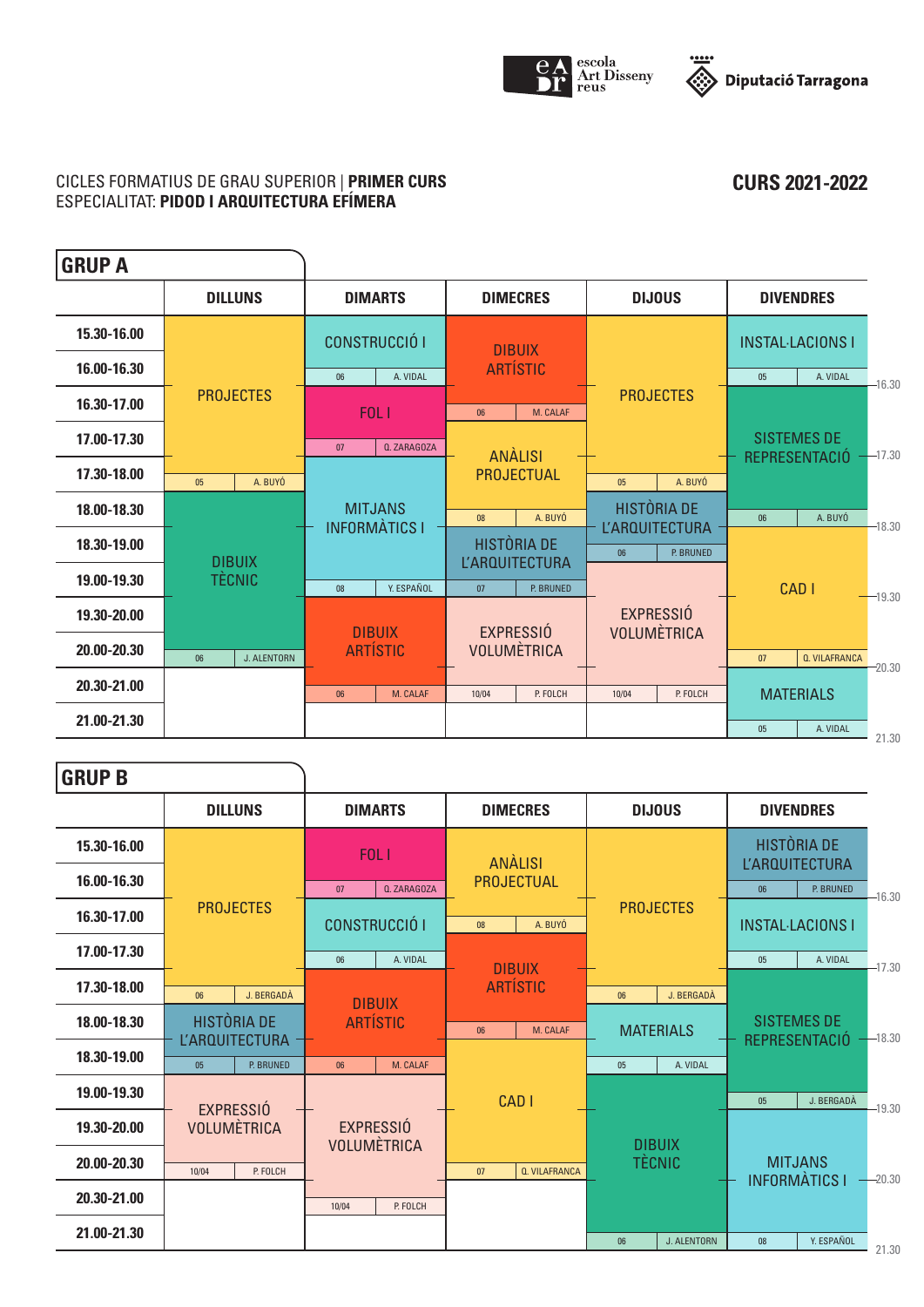escola Art Disseny reus | Diputació Tarragona

CICLES FORMATIUS DE GRAU SUPERIOR | **PRIMER CURS**
ESPECIALITAT: **PIDOD I ARQUITECTURA EFÍMERA**

## CURS 2021-2022

## GRUP A

| | DILLUNS | DIMARTS | DIMECRES | DIJOUS | DIVENDRES |
|---|---|---|---|---|---|
| 15.30-16.00 | PROJECTES (05, A. BUYÓ) | CONSTRUCCIÓ I (06, A. VIDAL) | DIBUIX ARTÍSTIC (06, M. CALAF) | PROJECTES (05, A. BUYÓ) | INSTAL·LACIONS I (05, A. VIDAL) |
| 16.00-16.30 | PROJECTES | CONSTRUCCIÓ I | DIBUIX ARTÍSTIC | PROJECTES | INSTAL·LACIONS I |
| 16.30-17.00 | PROJECTES | FOL I (07, Q. ZARAGOZA) | DIBUIX ARTÍSTIC | PROJECTES | SISTEMES DE REPRESENTACIÓ (06, A. BUYÓ) |
| 17.00-17.30 | PROJECTES | FOL I | ANÀLISI PROJECTUAL (08, A. BUYÓ) | PROJECTES | SISTEMES DE REPRESENTACIÓ |
| 17.30-18.00 | PROJECTES | MITJANS INFORMÀTICS I (08, Y. ESPAÑOL) | ANÀLISI PROJECTUAL | PROJECTES | SISTEMES DE REPRESENTACIÓ |
| 18.00-18.30 | DIBUIX TÈCNIC (06, J. ALENTORN) | MITJANS INFORMÀTICS I | ANÀLISI PROJECTUAL | HISTÒRIA DE L'ARQUITECTURA (06, P. BRUNED) | SISTEMES DE REPRESENTACIÓ |
| 18.30-19.00 | DIBUIX TÈCNIC | MITJANS INFORMÀTICS I | HISTÒRIA DE L'ARQUITECTURA (07, P. BRUNED) | HISTÒRIA DE L'ARQUITECTURA | CAD I (07, Q. VILAFRANCA) |
| 19.00-19.30 | DIBUIX TÈCNIC | MITJANS INFORMÀTICS I | HISTÒRIA DE L'ARQUITECTURA | EXPRESSIÓ VOLUMÈTRICA (10/04, P. FOLCH) | CAD I |
| 19.30-20.00 | DIBUIX TÈCNIC | DIBUIX ARTÍSTIC (06, M. CALAF) | EXPRESSIÓ VOLUMÈTRICA (10/04, P. FOLCH) | EXPRESSIÓ VOLUMÈTRICA | CAD I |
| 20.00-20.30 | DIBUIX TÈCNIC | DIBUIX ARTÍSTIC | EXPRESSIÓ VOLUMÈTRICA | EXPRESSIÓ VOLUMÈTRICA | CAD I |
| 20.30-21.00 | | DIBUIX ARTÍSTIC | EXPRESSIÓ VOLUMÈTRICA | EXPRESSIÓ VOLUMÈTRICA | MATERIALS (05, A. VIDAL) |
| 21.00-21.30 | | | | | MATERIALS |

## GRUP B

| | DILLUNS | DIMARTS | DIMECRES | DIJOUS | DIVENDRES |
|---|---|---|---|---|---|
| 15.30-16.00 | PROJECTES (06, J. BERGADÀ) | FOL I (07, Q. ZARAGOZA) | ANÀLISI PROJECTUAL (08, A. BUYÓ) | PROJECTES (06, J. BERGADÀ) | HISTÒRIA DE L'ARQUITECTURA (06, P. BRUNED) |
| 16.00-16.30 | PROJECTES | FOL I | ANÀLISI PROJECTUAL | PROJECTES | HISTÒRIA DE L'ARQUITECTURA |
| 16.30-17.00 | PROJECTES | CONSTRUCCIÓ I (06, A. VIDAL) | ANÀLISI PROJECTUAL | PROJECTES | INSTAL·LACIONS I (05, A. VIDAL) |
| 17.00-17.30 | PROJECTES | CONSTRUCCIÓ I | DIBUIX ARTÍSTIC (06, M. CALAF) | PROJECTES | INSTAL·LACIONS I |
| 17.30-18.00 | PROJECTES | DIBUIX ARTÍSTIC (06, M. CALAF) | DIBUIX ARTÍSTIC | PROJECTES | SISTEMES DE REPRESENTACIÓ (05, J. BERGADÀ) |
| 18.00-18.30 | HISTÒRIA DE L'ARQUITECTURA (05, P. BRUNED) | DIBUIX ARTÍSTIC | DIBUIX ARTÍSTIC | MATERIALS (05, A. VIDAL) | SISTEMES DE REPRESENTACIÓ |
| 18.30-19.00 | HISTÒRIA DE L'ARQUITECTURA | DIBUIX ARTÍSTIC | CAD I (07, Q. VILAFRANCA) | MATERIALS | SISTEMES DE REPRESENTACIÓ |
| 19.00-19.30 | EXPRESSIÓ VOLUMÈTRICA (10/04, P. FOLCH) | EXPRESSIÓ VOLUMÈTRICA (10/04, P. FOLCH) | CAD I | DIBUIX TÈCNIC (06, J. ALENTORN) | SISTEMES DE REPRESENTACIÓ |
| 19.30-20.00 | EXPRESSIÓ VOLUMÈTRICA | EXPRESSIÓ VOLUMÈTRICA | CAD I | DIBUIX TÈCNIC | MITJANS INFORMÀTICS I (08, Y. ESPAÑOL) |
| 20.00-20.30 | EXPRESSIÓ VOLUMÈTRICA | EXPRESSIÓ VOLUMÈTRICA | CAD I | DIBUIX TÈCNIC | MITJANS INFORMÀTICS I |
| 20.30-21.00 | | EXPRESSIÓ VOLUMÈTRICA | | DIBUIX TÈCNIC | MITJANS INFORMÀTICS I |
| 21.00-21.30 | | | | DIBUIX TÈCNIC | MITJANS INFORMÀTICS I |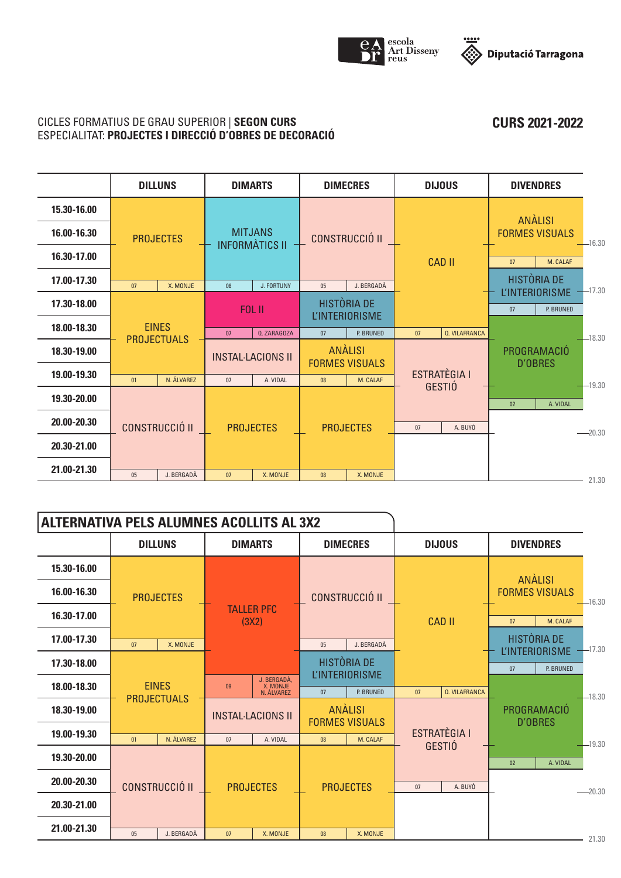CICLES FORMATIUS DE GRAU SUPERIOR | **SEGON CURS**
ESPECIALITAT: **PROJECTES I DIRECCIÓ D'OBRES DE DECORACIÓ**

**CURS 2021-2022**

| | DILLUNS | DIMARTS | DIMECRES | DIJOUS | DIVENDRES |
|---|---|---|---|---|---|
| 15.30-16.00 | PROJECTES (07 · X. MONJE) | MITJANS INFORMÀTICS II (08 · J. FORTUNY) | CONSTRUCCIÓ II (05 · J. BERGADÀ) | CAD II (07 · Q. VILAFRANCA) | ANÀLISI FORMES VISUALS (07 · M. CALAF) |
| 16.00-16.30 | | | | | |
| 16.30-17.00 | | | | | HISTÒRIA DE L'INTERIORISME (07 · P. BRUNED) |
| 17.00-17.30 | | | | | |
| 17.30-18.00 | EINES PROJECTUALS (01 · N. ÁLVAREZ) | FOL II (07 · Q. ZARAGOZA) | HISTÒRIA DE L'INTERIORISME (07 · P. BRUNED) | | PROGRAMACIÓ D'OBRES (02 · A. VIDAL) |
| 18.00-18.30 | | | | | |
| 18.30-19.00 | | INSTAL·LACIONS II (07 · A. VIDAL) | ANÀLISI FORMES VISUALS (08 · M. CALAF) | ESTRATÈGIA I GESTIÓ (07 · A. BUYÓ) | |
| 19.00-19.30 | | | | | |
| 19.30-20.00 | CONSTRUCCIÓ II (05 · J. BERGADÀ) | PROJECTES (07 · X. MONJE) | PROJECTES (08 · X. MONJE) | | |
| 20.00-20.30 | | | | | |
| 20.30-21.00 | | | | | |
| 21.00-21.30 | | | | | |

## ALTERNATIVA PELS ALUMNES ACOLLITS AL 3X2

| | DILLUNS | DIMARTS | DIMECRES | DIJOUS | DIVENDRES |
|---|---|---|---|---|---|
| 15.30-16.00 | PROJECTES (07 · X. MONJE) | TALLER PFC (3X2) (09 · J. BERGADÀ, X. MONJE, N. ÁLVAREZ) | CONSTRUCCIÓ II (05 · J. BERGADÀ) | CAD II (07 · Q. VILAFRANCA) | ANÀLISI FORMES VISUALS (07 · M. CALAF) |
| 16.00-16.30 | | | | | |
| 16.30-17.00 | | | | | HISTÒRIA DE L'INTERIORISME (07 · P. BRUNED) |
| 17.00-17.30 | | | | | |
| 17.30-18.00 | EINES PROJECTUALS (01 · N. ÁLVAREZ) | | HISTÒRIA DE L'INTERIORISME (07 · P. BRUNED) | | PROGRAMACIÓ D'OBRES (02 · A. VIDAL) |
| 18.00-18.30 | | | | | |
| 18.30-19.00 | | INSTAL·LACIONS II (07 · A. VIDAL) | ANÀLISI FORMES VISUALS (08 · M. CALAF) | ESTRATÈGIA I GESTIÓ (07 · A. BUYÓ) | |
| 19.00-19.30 | | | | | |
| 19.30-20.00 | CONSTRUCCIÓ II (05 · J. BERGADÀ) | PROJECTES (07 · X. MONJE) | PROJECTES (08 · X. MONJE) | | |
| 20.00-20.30 | | | | | |
| 20.30-21.00 | | | | | |
| 21.00-21.30 | | | | | |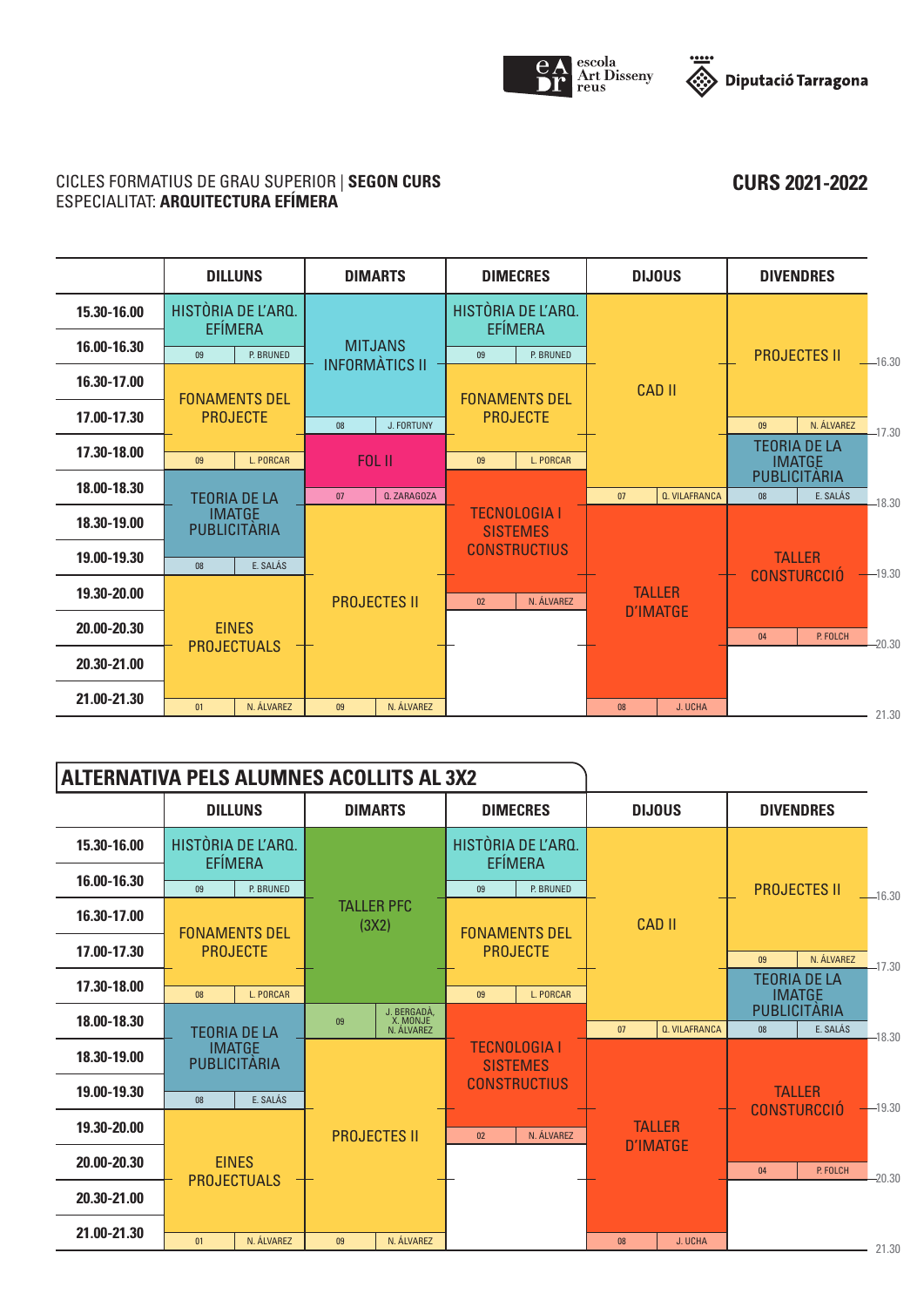escola Art Disseny reus

Diputació Tarragona

CICLES FORMATIUS DE GRAU SUPERIOR | **SEGON CURS**
ESPECIALITAT: **ARQUITECTURA EFÍMERA**

## CURS 2021-2022

| | DILLUNS | DIMARTS | DIMECRES | DIJOUS | DIVENDRES |
|---|---|---|---|---|---|
| 15.30-16.00 | HISTÒRIA DE L'ARQ. EFÍMERA (09 · P. BRUNED) | MITJANS INFORMÀTICS II (08 · J. FORTUNY) | HISTÒRIA DE L'ARQ. EFÍMERA (09 · P. BRUNED) | CAD II (07 · Q. VILAFRANCA) | PROJECTES II (09 · N. ÁLVAREZ) |
| 16.00-16.30 | | | | | |
| 16.30-17.00 | FONAMENTS DEL PROJECTE (09 · L. PORCAR) | | FONAMENTS DEL PROJECTE (09 · L. PORCAR) | | |
| 17.00-17.30 | | | | | TEORIA DE LA IMATGE PUBLICITÀRIA (08 · E. SALÁS) |
| 17.30-18.00 | | FOL II (07 · Q. ZARAGOZA) | | | |
| 18.00-18.30 | TEORIA DE LA IMATGE PUBLICITÀRIA (08 · E. SALÁS) | PROJECTES II (09 · N. ÁLVAREZ) | TECNOLOGIA I SISTEMES CONSTRUCTIUS (02 · N. ÁLVAREZ) | | |
| 18.30-19.00 | | | | TALLER D'IMATGE (08 · J. UCHA) | TALLER CONSTURCCIÓ (04 · P. FOLCH) |
| 19.00-19.30 | | | | | |
| 19.30-20.00 | EINES PROJECTUALS (01 · N. ÁLVAREZ) | | | | |
| 20.00-20.30 | | | | | |
| 20.30-21.00 | | | | | |
| 21.00-21.30 | | | | | |

## ALTERNATIVA PELS ALUMNES ACOLLITS AL 3X2

| | DILLUNS | DIMARTS | DIMECRES | DIJOUS | DIVENDRES |
|---|---|---|---|---|---|
| 15.30-16.00 | HISTÒRIA DE L'ARQ. EFÍMERA (09 · P. BRUNED) | TALLER PFC (3X2) (09 · J. BERGADÀ, X. MONJE, N. ÁLVAREZ) | HISTÒRIA DE L'ARQ. EFÍMERA (09 · P. BRUNED) | CAD II (07 · Q. VILAFRANCA) | PROJECTES II (09 · N. ÁLVAREZ) |
| 16.00-16.30 | | | | | |
| 16.30-17.00 | FONAMENTS DEL PROJECTE (08 · L. PORCAR) | | FONAMENTS DEL PROJECTE (09 · L. PORCAR) | | |
| 17.00-17.30 | | | | | TEORIA DE LA IMATGE PUBLICITÀRIA (08 · E. SALÁS) |
| 17.30-18.00 | | | | | |
| 18.00-18.30 | TEORIA DE LA IMATGE PUBLICITÀRIA (08 · E. SALÁS) | PROJECTES II (09 · N. ÁLVAREZ) | TECNOLOGIA I SISTEMES CONSTRUCTIUS (02 · N. ÁLVAREZ) | | |
| 18.30-19.00 | | | | TALLER D'IMATGE (08 · J. UCHA) | TALLER CONSTURCCIÓ (04 · P. FOLCH) |
| 19.00-19.30 | | | | | |
| 19.30-20.00 | EINES PROJECTUALS (01 · N. ÁLVAREZ) | | | | |
| 20.00-20.30 | | | | | |
| 20.30-21.00 | | | | | |
| 21.00-21.30 | | | | | |